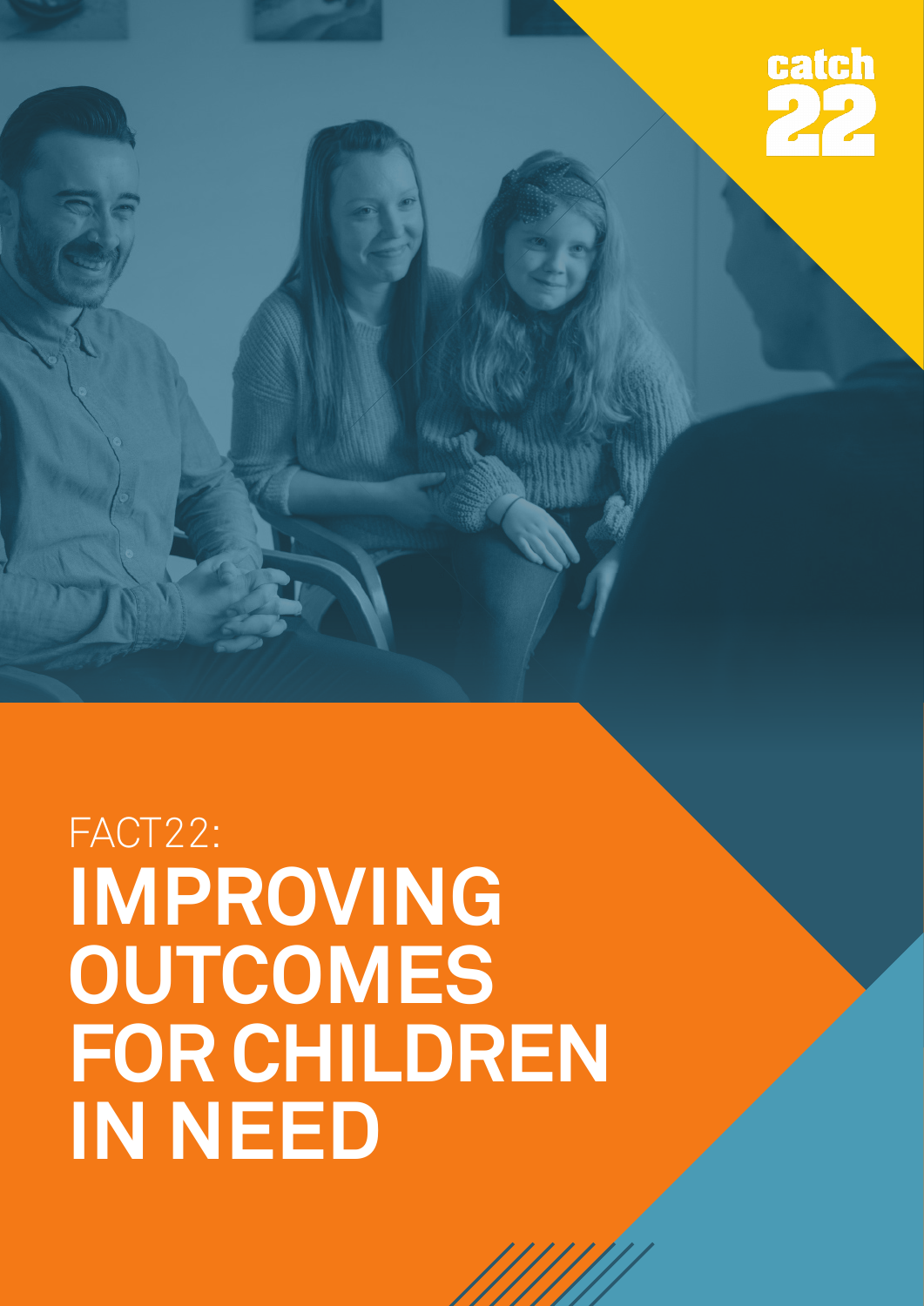catch 22

# FACT22: IMPROVING OUTCOMES FOR CHILDREN IN NEED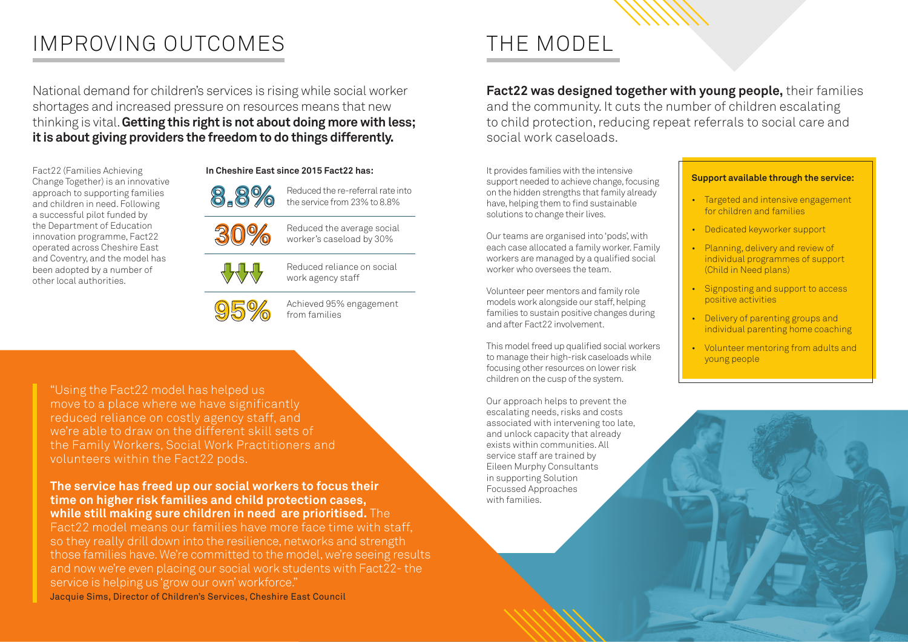# IMPROVING OUTCOMES

National demand for children's services is rising while social worker shortages and increased pressure on resources means that new thinking is vital. **Getting this right is not about doing more with less; it is about giving providers the freedom to do things differently.**

Fact22 (Families Achieving Change Together) is an innovative approach to supporting families and children in need. Following a successful pilot funded by the Department of Education innovation programme, Fact22 operated across Cheshire East and Coventry, and the model has been adopted by a number of other local authorities.

**In Cheshire East since 2015 Fact22 has:**

| | |
|---|---|
| 8.8% | Reduced the re-referral rate into the service from 23% to 8.8% |
| 30% | Reduced the average social worker's caseload by 30% |
| ↓↓↓ | Reduced reliance on social work agency staff |
| 95% | Achieved 95% engagement from families |

"Using the Fact22 model has helped us move to a place where we have significantly reduced reliance on costly agency staff, and we're able to draw on the different skill sets of the Family Workers, Social Work Practitioners and volunteers within the Fact22 pods.

**The service has freed up our social workers to focus their time on higher risk families and child protection cases, while still making sure children in need are prioritised.** The Fact22 model means our families have more face time with staff, so they really drill down into the resilience, networks and strength those families have. We're committed to the model, we're seeing results and now we're even placing our social work students with Fact22- the service is helping us 'grow our own' workforce."

Jacquie Sims, Director of Children's Services, Cheshire East Council

# THE MODEL

**Fact22 was designed together with young people,** their families and the community. It cuts the number of children escalating to child protection, reducing repeat referrals to social care and social work caseloads.

It provides families with the intensive support needed to achieve change, focusing on the hidden strengths that family already have, helping them to find sustainable solutions to change their lives.

Our teams are organised into 'pods', with each case allocated a family worker. Family workers are managed by a qualified social worker who oversees the team.

Volunteer peer mentors and family role models work alongside our staff, helping families to sustain positive changes during and after Fact22 involvement.

This model freed up qualified social workers to manage their high-risk caseloads while focusing other resources on lower risk children on the cusp of the system.

Our approach helps to prevent the escalating needs, risks and costs associated with intervening too late, and unlock capacity that already exists within communities. All service staff are trained by Eileen Murphy Consultants in supporting Solution Focussed Approaches with families.

**Support available through the service:**

- Targeted and intensive engagement for children and families
- Dedicated keyworker support
- Planning, delivery and review of individual programmes of support (Child in Need plans)
- Signposting and support to access positive activities
- Delivery of parenting groups and individual parenting home coaching
- Volunteer mentoring from adults and young people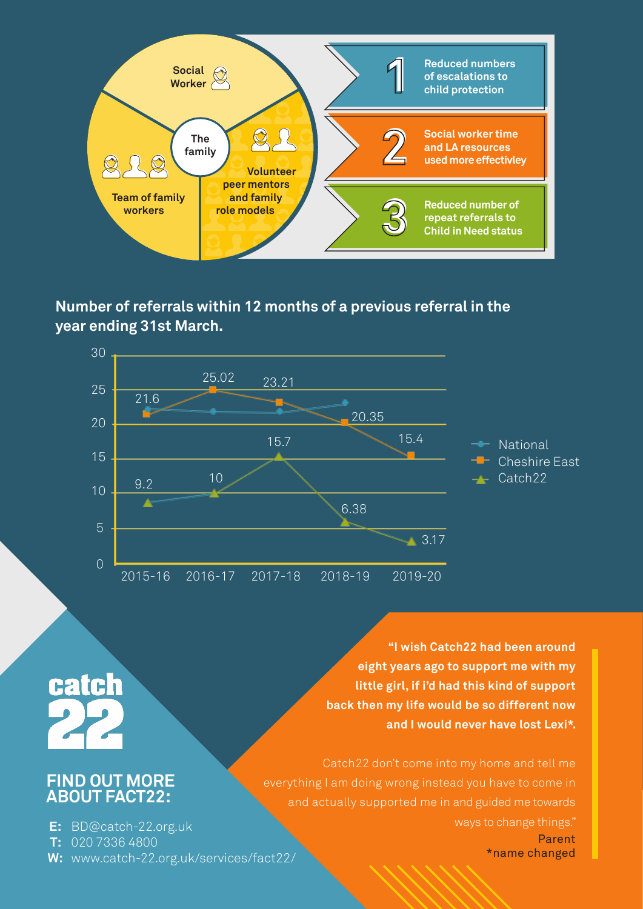Social Worker

The family

Team of family workers

Volunteer peer mentors and family role models

**1** Reduced numbers of escalations to child protection

**2** Social worker time and LA resources used more effectivley

**3** Reduced number of repeat referrals to Child in Need status

## Number of referrals within 12 months of a previous referral in the year ending 31st March.

30
25
20
15
10
5
0

2015-16 2016-17 2017-18 2018-19 2019-20

21.6
25.02
23.21
20.35
15.4
9.2
10
15.7
6.38
3.17

National
Cheshire East
Catch22

**"I wish Catch22 had been around eight years ago to support me with my little girl, if i'd had this kind of support back then my life would be so different now and I would never have lost Lexi*.**

Catch22 don't come into my home and tell me everything I am doing wrong instead you have to come in and actually supported me in and guided me towards ways to change things."

Parent
*name changed

catch 22

## FIND OUT MORE ABOUT FACT22:

**E:** BD@catch-22.org.uk
**T:** 020 7336 4800
**W:** www.catch-22.org.uk/services/fact22/